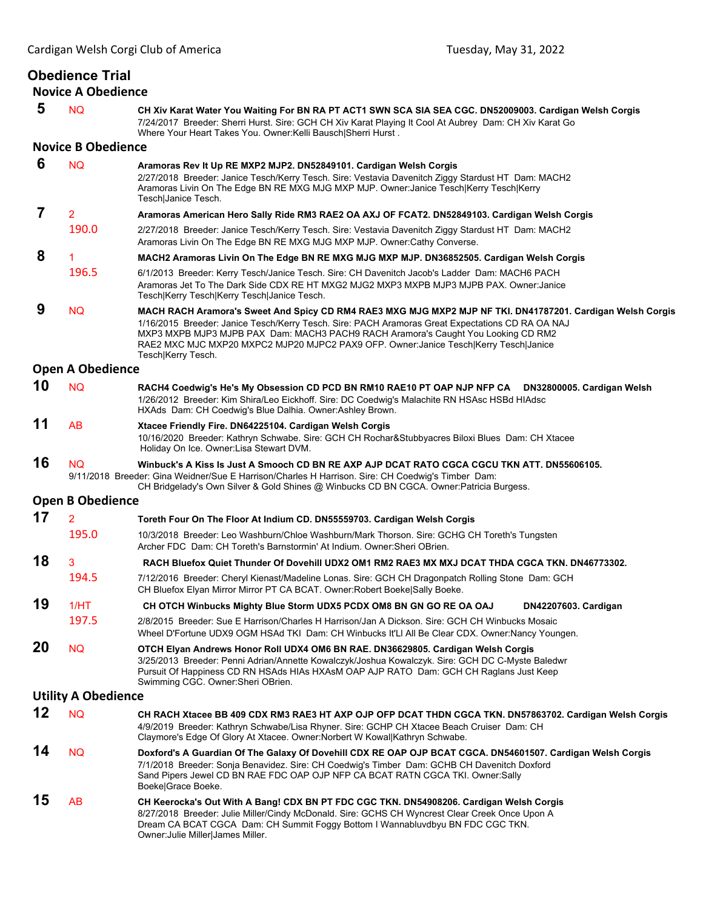## Obedience Trial

### Novice A Obedience

**5** NQ **CH Xiv Karat Water You Waiting For BN RA PT ACT1 SWN SCA SIA SEA CGC. DN52009003. Cardigan Welsh Corgis**
7/24/2017 Breeder: Sherri Hurst. Sire: GCH CH Xiv Karat Playing It Cool At Aubrey Dam: CH Xiv Karat Go Where Your Heart Takes You. Owner:Kelli Bausch|Sherri Hurst .

### Novice B Obedience

**6** NQ **Aramoras Rev It Up RE MXP2 MJP2. DN52849101. Cardigan Welsh Corgis**
2/27/2018 Breeder: Janice Tesch/Kerry Tesch. Sire: Vestavia Davenitch Ziggy Stardust HT Dam: MACH2 Aramoras Livin On The Edge BN RE MXG MJG MXP MJP. Owner:Janice Tesch|Kerry Tesch|Kerry Tesch|Janice Tesch.

**7** 2 190.0 **Aramoras American Hero Sally Ride RM3 RAE2 OA AXJ OF FCAT2. DN52849103. Cardigan Welsh Corgis**
2/27/2018 Breeder: Janice Tesch/Kerry Tesch. Sire: Vestavia Davenitch Ziggy Stardust HT Dam: MACH2 Aramoras Livin On The Edge BN RE MXG MJG MXP MJP. Owner:Cathy Converse.

**8** 1 196.5 **MACH2 Aramoras Livin On The Edge BN RE MXG MJG MXP MJP. DN36852505. Cardigan Welsh Corgis**
6/1/2013 Breeder: Kerry Tesch/Janice Tesch. Sire: CH Davenitch Jacob's Ladder Dam: MACH6 PACH Aramoras Jet To The Dark Side CDX RE HT MXG2 MJG2 MXP3 MXPB MJP3 MJPB PAX. Owner:Janice Tesch|Kerry Tesch|Kerry Tesch|Janice Tesch.

**9** NQ **MACH RACH Aramora's Sweet And Spicy CD RM4 RAE3 MXG MJG MXP2 MJP NF TKI. DN41787201. Cardigan Welsh Corgis**
1/16/2015 Breeder: Janice Tesch/Kerry Tesch. Sire: PACH Aramoras Great Expectations CD RA OA NAJ MXP3 MXPB MJP3 MJPB PAX Dam: MACH3 PACH9 RACH Aramora's Caught You Looking CD RM2 RAE2 MXC MJC MXP20 MXPC2 MJP20 MJPC2 PAX9 OFP. Owner:Janice Tesch|Kerry Tesch|Janice Tesch|Kerry Tesch.

### Open A Obedience

**10** NQ **RACH4 Coedwig's He's My Obsession CD PCD BN RM10 RAE10 PT OAP NJP NFP CA DN32800005. Cardigan Welsh**
1/26/2012 Breeder: Kim Shira/Leo Eickhoff. Sire: DC Coedwig's Malachite RN HSAsc HSBd HIAdsc HXAds Dam: CH Coedwig's Blue Dalhia. Owner:Ashley Brown.

**11** AB **Xtacee Friendly Fire. DN64225104. Cardigan Welsh Corgis**
10/16/2020 Breeder: Kathryn Schwabe. Sire: GCH CH Rochar&Stubbyacres Biloxi Blues Dam: CH Xtacee Holiday On Ice. Owner:Lisa Stewart DVM.

**16** NQ **Winbuck's A Kiss Is Just A Smooch CD BN RE AXP AJP DCAT RATO CGCA CGCU TKN ATT. DN55606105.**
9/11/2018 Breeder: Gina Weidner/Sue E Harrison/Charles H Harrison. Sire: CH Coedwig's Timber Dam: CH Bridgelady's Own Silver & Gold Shines @ Winbucks CD BN CGCA. Owner:Patricia Burgess.

### Open B Obedience

**17** 2 195.0 **Toreth Four On The Floor At Indium CD. DN55559703. Cardigan Welsh Corgis**
10/3/2018 Breeder: Leo Washburn/Chloe Washburn/Mark Thorson. Sire: GCHG CH Toreth's Tungsten Archer FDC Dam: CH Toreth's Barnstormin' At Indium. Owner:Sheri OBrien.

**18** 3 194.5 **RACH Bluefox Quiet Thunder Of Dovehill UDX2 OM1 RM2 RAE3 MX MXJ DCAT THDA CGCA TKN. DN46773302.**
7/12/2016 Breeder: Cheryl Kienast/Madeline Lonas. Sire: GCH CH Dragonpatch Rolling Stone Dam: GCH CH Bluefox Elyan Mirror Mirror PT CA BCAT. Owner:Robert Boeke|Sally Boeke.

**19** 1/HT 197.5 **CH OTCH Winbucks Mighty Blue Storm UDX5 PCDX OM8 BN GN GO RE OA OAJ DN42207603. Cardigan**
2/8/2015 Breeder: Sue E Harrison/Charles H Harrison/Jan A Dickson. Sire: GCH CH Winbucks Mosaic Wheel D'Fortune UDX9 OGM HSAd TKI Dam: CH Winbucks It'Ll All Be Clear CDX. Owner:Nancy Youngen.

**20** NQ **OTCH Elyan Andrews Honor Roll UDX4 OM6 BN RAE. DN36629805. Cardigan Welsh Corgis**
3/25/2013 Breeder: Penni Adrian/Annette Kowalczyk/Joshua Kowalczyk. Sire: GCH DC C-Myste Baledwr Pursuit Of Happiness CD RN HSAds HIAs HXAsM OAP AJP RATO Dam: GCH CH Raglans Just Keep Swimming CGC. Owner:Sheri OBrien.

### Utility A Obedience

**12** NQ **CH RACH Xtacee BB 409 CDX RM3 RAE3 HT AXP OJP OFP DCAT THDN CGCA TKN. DN57863702. Cardigan Welsh Corgis**
4/9/2019 Breeder: Kathryn Schwabe/Lisa Rhyner. Sire: GCHP CH Xtacee Beach Cruiser Dam: CH Claymore's Edge Of Glory At Xtacee. Owner:Norbert W Kowal|Kathryn Schwabe.

**14** NQ **Doxford's A Guardian Of The Galaxy Of Dovehill CDX RE OAP OJP BCAT CGCA. DN54601507. Cardigan Welsh Corgis**
7/1/2018 Breeder: Sonja Benavidez. Sire: CH Coedwig's Timber Dam: GCHB CH Davenitch Doxford Sand Pipers Jewel CD BN RAE FDC OAP OJP NFP CA BCAT RATN CGCA TKI. Owner:Sally Boeke|Grace Boeke.

**15** AB **CH Keerocka's Out With A Bang! CDX BN PT FDC CGC TKN. DN54908206. Cardigan Welsh Corgis**
8/27/2018 Breeder: Julie Miller/Cindy McDonald. Sire: GCHS CH Wyncrest Clear Creek Once Upon A Dream CA BCAT CGCA Dam: CH Summit Foggy Bottom I Wannabluvdbyu BN FDC CGC TKN. Owner:Julie Miller|James Miller.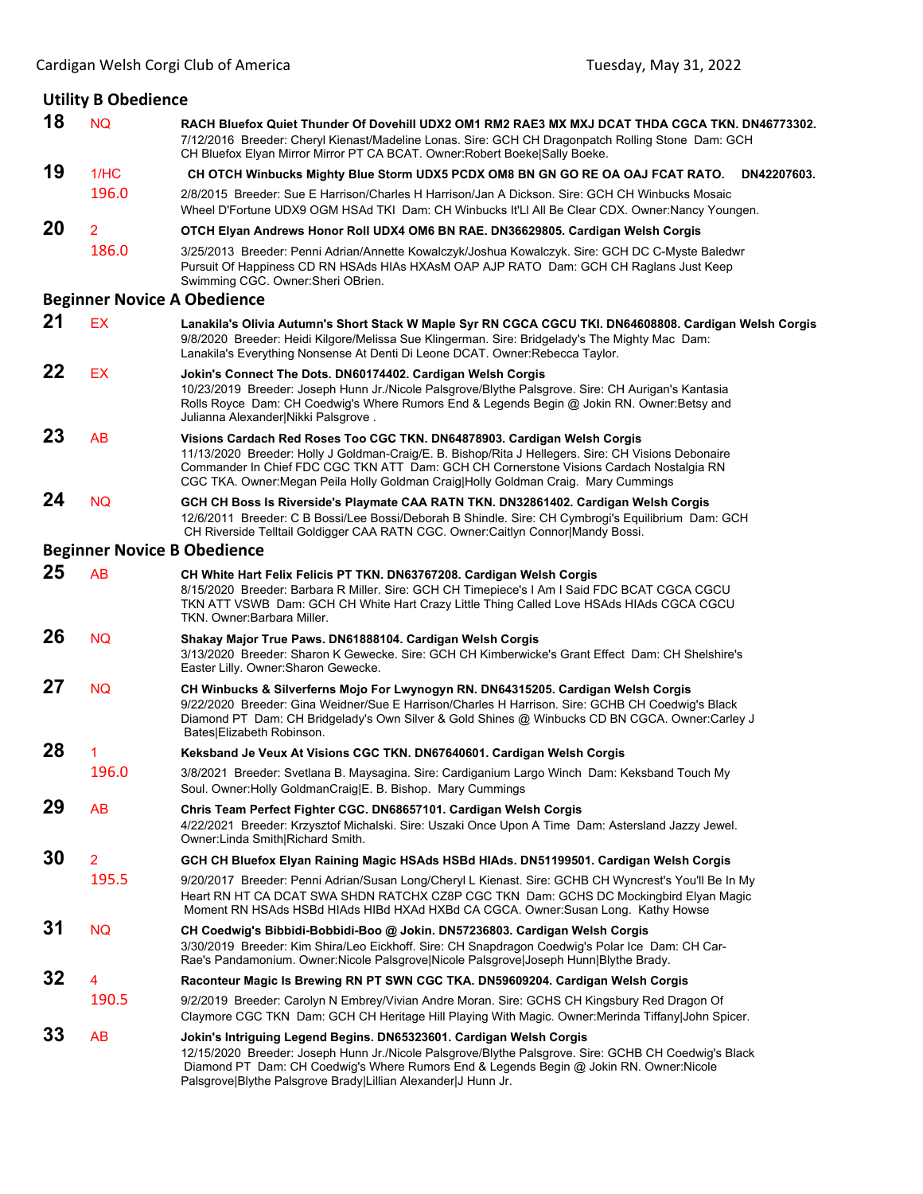## Utility B Obedience

**18** NQ **RACH Bluefox Quiet Thunder Of Dovehill UDX2 OM1 RM2 RAE3 MX MXJ DCAT THDA CGCA TKN. DN46773302.**
7/12/2016 Breeder: Cheryl Kienast/Madeline Lonas. Sire: GCH CH Dragonpatch Rolling Stone Dam: GCH CH Bluefox Elyan Mirror Mirror PT CA BCAT. Owner:Robert Boeke|Sally Boeke.

**19** 1/HC 196.0 **CH OTCH Winbucks Mighty Blue Storm UDX5 PCDX OM8 BN GN GO RE OA OAJ FCAT RATO. DN42207603.**
2/8/2015 Breeder: Sue E Harrison/Charles H Harrison/Jan A Dickson. Sire: GCH CH Winbucks Mosaic Wheel D'Fortune UDX9 OGM HSAd TKI Dam: CH Winbucks It'Ll All Be Clear CDX. Owner:Nancy Youngen.

**20** 2 186.0 **OTCH Elyan Andrews Honor Roll UDX4 OM6 BN RAE. DN36629805. Cardigan Welsh Corgis**
3/25/2013 Breeder: Penni Adrian/Annette Kowalczyk/Joshua Kowalczyk. Sire: GCH DC C-Myste Baledwr Pursuit Of Happiness CD RN HSAds HIAs HXAsM OAP AJP RATO Dam: GCH CH Raglans Just Keep Swimming CGC. Owner:Sheri OBrien.

## Beginner Novice A Obedience

**21** EX **Lanakila's Olivia Autumn's Short Stack W Maple Syr RN CGCA CGCU TKI. DN64608808. Cardigan Welsh Corgis**
9/8/2020 Breeder: Heidi Kilgore/Melissa Sue Klingerman. Sire: Bridgelady's The Mighty Mac Dam: Lanakila's Everything Nonsense At Denti Di Leone DCAT. Owner:Rebecca Taylor.

**22** EX **Jokin's Connect The Dots. DN60174402. Cardigan Welsh Corgis**
10/23/2019 Breeder: Joseph Hunn Jr./Nicole Palsgrove/Blythe Palsgrove. Sire: CH Aurigan's Kantasia Rolls Royce Dam: CH Coedwig's Where Rumors End & Legends Begin @ Jokin RN. Owner:Betsy and Julianna Alexander|Nikki Palsgrove .

**23** AB **Visions Cardach Red Roses Too CGC TKN. DN64878903. Cardigan Welsh Corgis**
11/13/2020 Breeder: Holly J Goldman-Craig/E. B. Bishop/Rita J Hellegers. Sire: CH Visions Debonaire Commander In Chief FDC CGC TKN ATT Dam: GCH CH Cornerstone Visions Cardach Nostalgia RN CGC TKA. Owner:Megan Peila Holly Goldman Craig|Holly Goldman Craig. Mary Cummings

**24** NQ **GCH CH Boss Is Riverside's Playmate CAA RATN TKN. DN32861402. Cardigan Welsh Corgis**
12/6/2011 Breeder: C B Bossi/Lee Bossi/Deborah B Shindle. Sire: CH Cymbrogi's Equilibrium Dam: GCH CH Riverside Telltail Goldigger CAA RATN CGC. Owner:Caitlyn Connor|Mandy Bossi.

## Beginner Novice B Obedience

**25** AB **CH White Hart Felix Felicis PT TKN. DN63767208. Cardigan Welsh Corgis**
8/15/2020 Breeder: Barbara R Miller. Sire: GCH CH Timepiece's I Am I Said FDC BCAT CGCA CGCU TKN ATT VSWB Dam: GCH CH White Hart Crazy Little Thing Called Love HSAds HIAds CGCA CGCU TKN. Owner:Barbara Miller.

**26** NQ **Shakay Major True Paws. DN61888104. Cardigan Welsh Corgis**
3/13/2020 Breeder: Sharon K Gewecke. Sire: GCH CH Kimberwicke's Grant Effect Dam: CH Shelshire's Easter Lilly. Owner:Sharon Gewecke.

**27** NQ **CH Winbucks & Silverferns Mojo For Lwynogyn RN. DN64315205. Cardigan Welsh Corgis**
9/22/2020 Breeder: Gina Weidner/Sue E Harrison/Charles H Harrison. Sire: GCHB CH Coedwig's Black Diamond PT Dam: CH Bridgelady's Own Silver & Gold Shines @ Winbucks CD BN CGCA. Owner:Carley J Bates|Elizabeth Robinson.

**28** 1 196.0 **Keksband Je Veux At Visions CGC TKN. DN67640601. Cardigan Welsh Corgis**
3/8/2021 Breeder: Svetlana B. Maysagina. Sire: Cardiganium Largo Winch Dam: Keksband Touch My Soul. Owner:Holly GoldmanCraig|E. B. Bishop. Mary Cummings

**29** AB **Chris Team Perfect Fighter CGC. DN68657101. Cardigan Welsh Corgis**
4/22/2021 Breeder: Krzysztof Michalski. Sire: Uszaki Once Upon A Time Dam: Astersland Jazzy Jewel. Owner:Linda Smith|Richard Smith.

**30** 2 195.5 **GCH CH Bluefox Elyan Raining Magic HSAds HSBd HIAds. DN51199501. Cardigan Welsh Corgis**
9/20/2017 Breeder: Penni Adrian/Susan Long/Cheryl L Kienast. Sire: GCHB CH Wyncrest's You'll Be In My Heart RN HT CA DCAT SWA SHDN RATCHX CZ8P CGC TKN Dam: GCHS DC Mockingbird Elyan Magic Moment RN HSAds HSBd HIAds HIBd HXAd HXBd CA CGCA. Owner:Susan Long. Kathy Howse

**31** NQ **CH Coedwig's Bibbidi-Bobbidi-Boo @ Jokin. DN57236803. Cardigan Welsh Corgis**
3/30/2019 Breeder: Kim Shira/Leo Eickhoff. Sire: CH Snapdragon Coedwig's Polar Ice Dam: CH Car-Rae's Pandamonium. Owner:Nicole Palsgrove|Nicole Palsgrove|Joseph Hunn|Blythe Brady.

**32** 4 190.5 **Raconteur Magic Is Brewing RN PT SWN CGC TKA. DN59609204. Cardigan Welsh Corgis**
9/2/2019 Breeder: Carolyn N Embrey/Vivian Andre Moran. Sire: GCHS CH Kingsbury Red Dragon Of Claymore CGC TKN Dam: GCH CH Heritage Hill Playing With Magic. Owner:Merinda Tiffany|John Spicer.

**33** AB **Jokin's Intriguing Legend Begins. DN65323601. Cardigan Welsh Corgis**
12/15/2020 Breeder: Joseph Hunn Jr./Nicole Palsgrove/Blythe Palsgrove. Sire: GCHB CH Coedwig's Black Diamond PT Dam: CH Coedwig's Where Rumors End & Legends Begin @ Jokin RN. Owner:Nicole Palsgrove|Blythe Palsgrove Brady|Lillian Alexander|J Hunn Jr.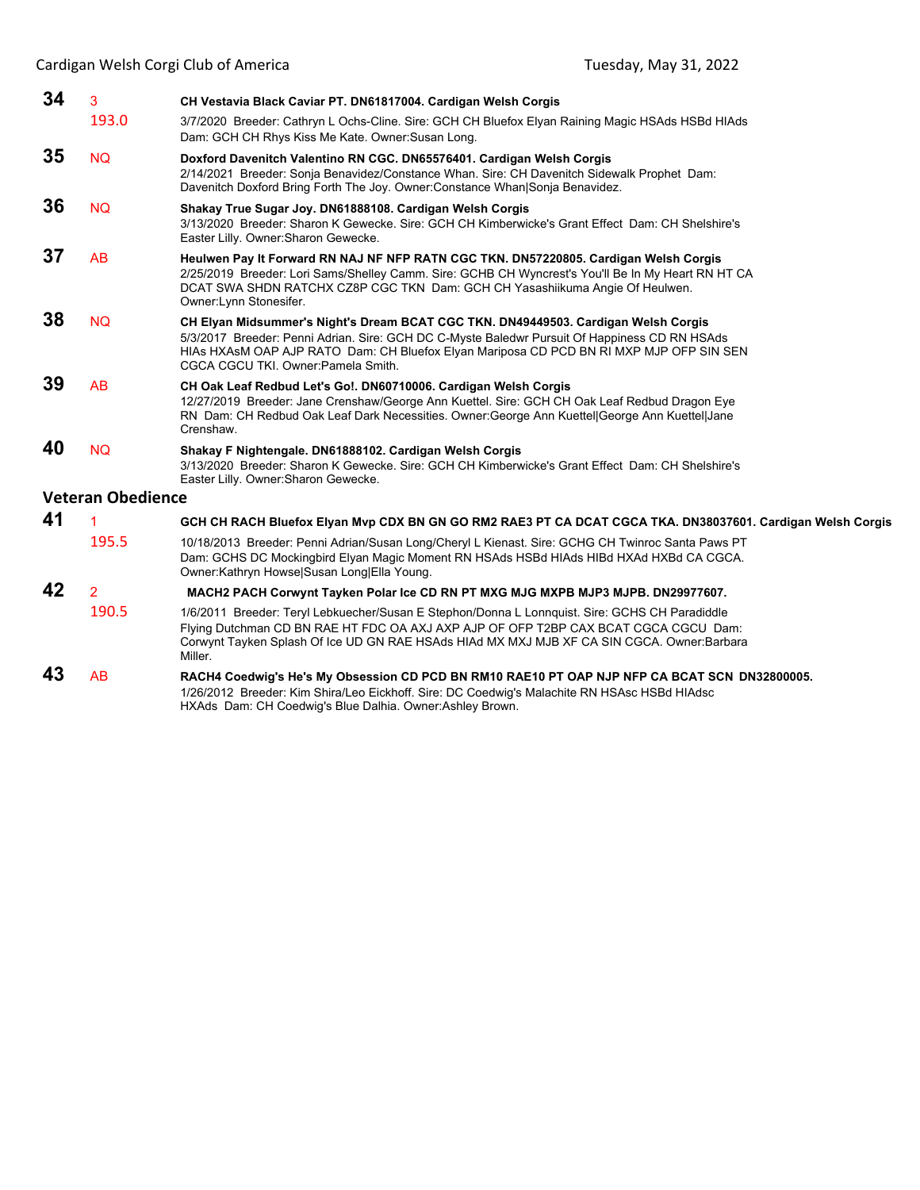**34** 3 193.0

**CH Vestavia Black Caviar PT. DN61817004. Cardigan Welsh Corgis**
3/7/2020 Breeder: Cathryn L Ochs-Cline. Sire: GCH CH Bluefox Elyan Raining Magic HSAds HSBd HIAds Dam: GCH CH Rhys Kiss Me Kate. Owner:Susan Long.

**35** NQ

**Doxford Davenitch Valentino RN CGC. DN65576401. Cardigan Welsh Corgis**
2/14/2021 Breeder: Sonja Benavidez/Constance Whan. Sire: CH Davenitch Sidewalk Prophet Dam: Davenitch Doxford Bring Forth The Joy. Owner:Constance Whan|Sonja Benavidez.

**36** NQ

**Shakay True Sugar Joy. DN61888108. Cardigan Welsh Corgis**
3/13/2020 Breeder: Sharon K Gewecke. Sire: GCH CH Kimberwicke's Grant Effect Dam: CH Shelshire's Easter Lilly. Owner:Sharon Gewecke.

**37** AB

**Heulwen Pay It Forward RN NAJ NF NFP RATN CGC TKN. DN57220805. Cardigan Welsh Corgis**
2/25/2019 Breeder: Lori Sams/Shelley Camm. Sire: GCHB CH Wyncrest's You'll Be In My Heart RN HT CA DCAT SWA SHDN RATCHX CZ8P CGC TKN Dam: GCH CH Yasashiikuma Angie Of Heulwen. Owner:Lynn Stonesifer.

**38** NQ

**CH Elyan Midsummer's Night's Dream BCAT CGC TKN. DN49449503. Cardigan Welsh Corgis**
5/3/2017 Breeder: Penni Adrian. Sire: GCH DC C-Myste Baledwr Pursuit Of Happiness CD RN HSAds HIAs HXAsM OAP AJP RATO Dam: CH Bluefox Elyan Mariposa CD PCD BN RI MXP MJP OFP SIN SEN CGCA CGCU TKI. Owner:Pamela Smith.

**39** AB

**CH Oak Leaf Redbud Let's Go!. DN60710006. Cardigan Welsh Corgis**
12/27/2019 Breeder: Jane Crenshaw/George Ann Kuettel. Sire: GCH CH Oak Leaf Redbud Dragon Eye RN Dam: CH Redbud Oak Leaf Dark Necessities. Owner:George Ann Kuettel|George Ann Kuettel|Jane Crenshaw.

**40** NQ

**Shakay F Nightengale. DN61888102. Cardigan Welsh Corgis**
3/13/2020 Breeder: Sharon K Gewecke. Sire: GCH CH Kimberwicke's Grant Effect Dam: CH Shelshire's Easter Lilly. Owner:Sharon Gewecke.

## Veteran Obedience

**41** 1 195.5

**GCH CH RACH Bluefox Elyan Mvp CDX BN GN GO RM2 RAE3 PT CA DCAT CGCA TKA. DN38037601. Cardigan Welsh Corgis**
10/18/2013 Breeder: Penni Adrian/Susan Long/Cheryl L Kienast. Sire: GCHG CH Twinroc Santa Paws PT Dam: GCHS DC Mockingbird Elyan Magic Moment RN HSAds HSBd HIAds HIBd HXAd HXBd CA CGCA. Owner:Kathryn Howse|Susan Long|Ella Young.

**42** 2 190.5

**MACH2 PACH Corwynt Tayken Polar Ice CD RN PT MXG MJG MXPB MJP3 MJPB. DN29977607.**
1/6/2011 Breeder: Teryl Lebkuecher/Susan E Stephon/Donna L Lonnquist. Sire: GCHS CH Paradiddle Flying Dutchman CD BN RAE HT FDC OA AXJ AXP AJP OF OFP T2BP CAX BCAT CGCA CGCU Dam: Corwynt Tayken Splash Of Ice UD GN RAE HSAds HIAd MX MXJ MJB XF CA SIN CGCA. Owner:Barbara Miller.

**43** AB

**RACH4 Coedwig's He's My Obsession CD PCD BN RM10 RAE10 PT OAP NJP NFP CA BCAT SCN DN32800005.**
1/26/2012 Breeder: Kim Shira/Leo Eickhoff. Sire: DC Coedwig's Malachite RN HSAsc HSBd HIAdsc HXAds Dam: CH Coedwig's Blue Dalhia. Owner:Ashley Brown.